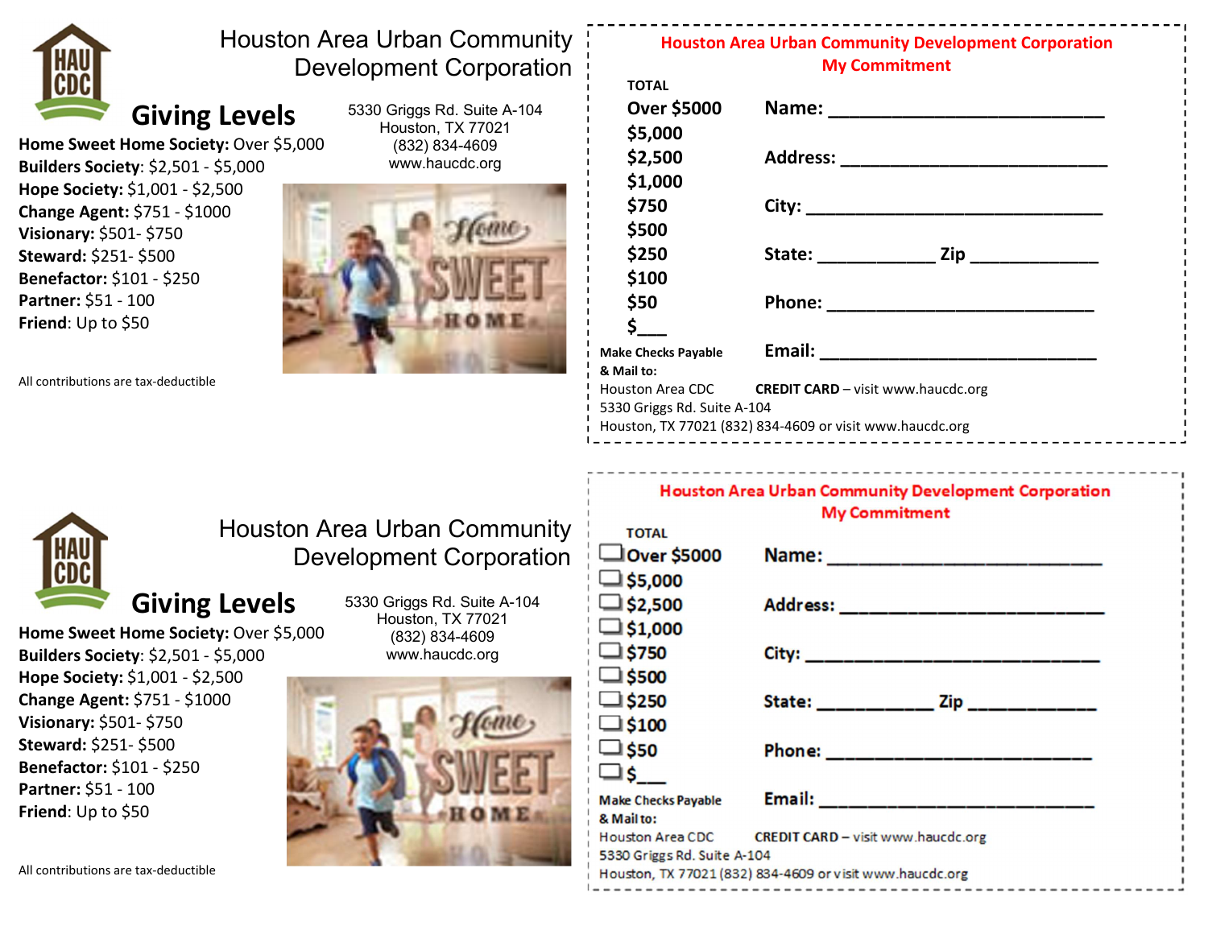# Houston Area Urban Community Development Corporation

## Giving Levels

5330 Griggs Rd. Suite A-104
Houston, TX 77021
(832) 834-4609
www.haucdc.org

**Home Sweet Home Society:** Over $5,000
**Builders Society**: $2,501 - $5,000
**Hope Society:** $1,001 - $2,500
**Change Agent:** $751 - $1000
**Visionary:** $501- $750
**Steward:** $251- $500
**Benefactor:** $101 - $250
**Partner:** $51 - 100
**Friend**: Up to $50

All contributions are tax-deductible

## Houston Area Urban Community Development Corporation
## My Commitment

**TOTAL**

**Over $5000**
**$5,000**
**$2,500**
**$1,000**
**$750**
**$500**
**$250**
**$100**
**$50**
**$___**

**Name:** ___________________________

**Address:** ___________________________

**City:** ______________________________

**State:** ___________ **Zip** ____________

**Phone:** ___________________________

**Email:** ____________________________

**Make Checks Payable & Mail to:**
Houston Area CDC
5330 Griggs Rd. Suite A-104
Houston, TX 77021 (832) 834-4609 or visit www.haucdc.org

**CREDIT CARD** – visit www.haucdc.org

---

# Houston Area Urban Community Development Corporation

## Giving Levels

5330 Griggs Rd. Suite A-104
Houston, TX 77021
(832) 834-4609
www.haucdc.org

**Home Sweet Home Society:** Over $5,000
**Builders Society**: $2,501 - $5,000
**Hope Society:** $1,001 - $2,500
**Change Agent:** $751 - $1000
**Visionary:** $501- $750
**Steward:** $251- $500
**Benefactor:** $101 - $250
**Partner:** $51 - 100
**Friend**: Up to $50

All contributions are tax-deductible

## Houston Area Urban Community Development Corporation
## My Commitment

**TOTAL**

- ☐ **Over $5000**
- ☐ **$5,000**
- ☐ **$2,500**
- ☐ **$1,000**
- ☐ **$750**
- ☐ **$500**
- ☐ **$250**
- ☐ **$100**
- ☐ **$50**
- ☐ **$___**

**Name:** ___________________________

**Address:** ___________________________

**City:** ______________________________

**State:** ___________ **Zip** ____________

**Phone:** ___________________________

**Email:** ____________________________

**Make Checks Payable & Mail to:**
Houston Area CDC
5330 Griggs Rd. Suite A-104
Houston, TX 77021 (832) 834-4609 or visit www.haucdc.org

**CREDIT CARD** – visit www.haucdc.org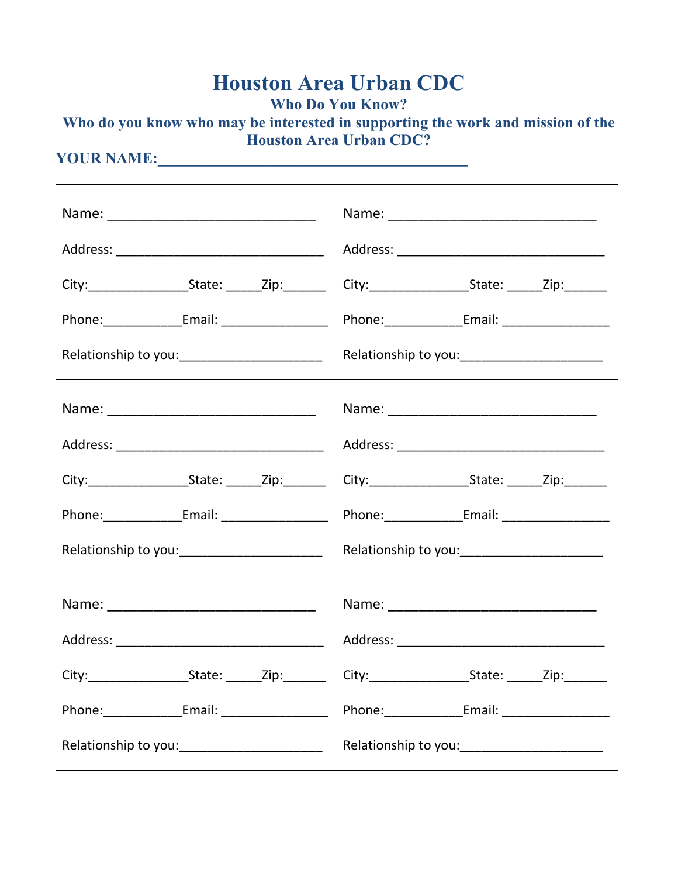# Houston Area Urban CDC

## Who Do You Know?

## Who do you know who may be interested in supporting the work and mission of the Houston Area Urban CDC?

**YOUR NAME:**_______________________________________

| | |
|---|---|
| Name: ____________________________<br><br>Address: ______________________________<br><br>City:______________State: _____Zip:______<br><br>Phone:___________Email: _______________<br><br>Relationship to you:____________________ | Name: ____________________________<br><br>Address: ______________________________<br><br>City:______________State: _____Zip:______<br><br>Phone:___________Email: _______________<br><br>Relationship to you:____________________ |
| Name: ____________________________<br><br>Address: ______________________________<br><br>City:______________State: _____Zip:______<br><br>Phone:___________Email: _______________<br><br>Relationship to you:____________________ | Name: ____________________________<br><br>Address: ______________________________<br><br>City:______________State: _____Zip:______<br><br>Phone:___________Email: _______________<br><br>Relationship to you:____________________ |
| Name: ____________________________<br><br>Address: ______________________________<br><br>City:______________State: _____Zip:______<br><br>Phone:___________Email: _______________<br><br>Relationship to you:____________________ | Name: ____________________________<br><br>Address: ______________________________<br><br>City:______________State: _____Zip:______<br><br>Phone:___________Email: _______________<br><br>Relationship to you:____________________ |